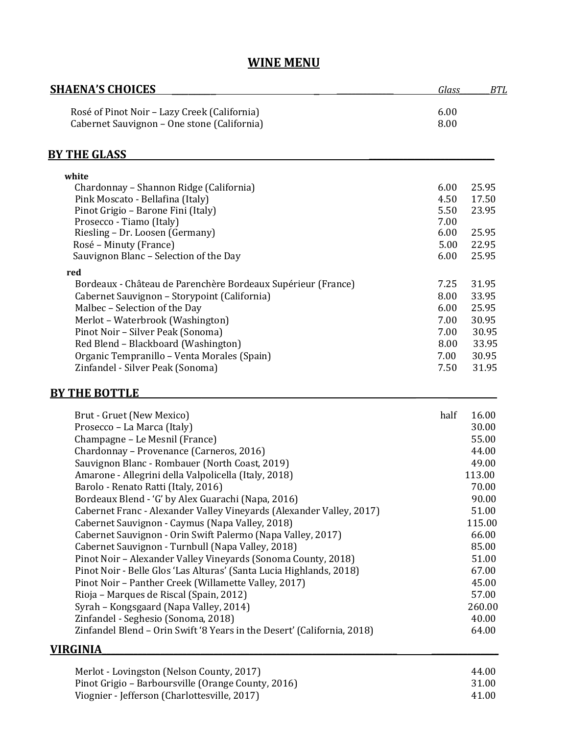# WINE MENU

## SHAENA'S CHOICES

| | Glass | BTL |
|---|---|---|
| Rosé of Pinot Noir – Lazy Creek (California) | 6.00 | |
| Cabernet Sauvignon – One stone (California) | 8.00 | |

## BY THE GLASS

| | Glass | BTL |
|---|---|---|
| **white** | | |
| Chardonnay – Shannon Ridge (California) | 6.00 | 25.95 |
| Pink Moscato - Bellafina (Italy) | 4.50 | 17.50 |
| Pinot Grigio – Barone Fini (Italy) | 5.50 | 23.95 |
| Prosecco - Tiamo (Italy) | 7.00 | |
| Riesling – Dr. Loosen (Germany) | 6.00 | 25.95 |
| Rosé – Minuty (France) | 5.00 | 22.95 |
| Sauvignon Blanc – Selection of the Day | 6.00 | 25.95 |
| **red** | | |
| Bordeaux - Château de Parenchère Bordeaux Supérieur (France) | 7.25 | 31.95 |
| Cabernet Sauvignon – Storypoint (California) | 8.00 | 33.95 |
| Malbec – Selection of the Day | 6.00 | 25.95 |
| Merlot – Waterbrook (Washington) | 7.00 | 30.95 |
| Pinot Noir – Silver Peak (Sonoma) | 7.00 | 30.95 |
| Red Blend – Blackboard (Washington) | 8.00 | 33.95 |
| Organic Tempranillo – Venta Morales (Spain) | 7.00 | 30.95 |
| Zinfandel - Silver Peak (Sonoma) | 7.50 | 31.95 |

## BY THE BOTTLE

| | | |
|---|---|---|
| Brut - Gruet (New Mexico) | half | 16.00 |
| Prosecco – La Marca (Italy) | | 30.00 |
| Champagne – Le Mesnil (France) | | 55.00 |
| Chardonnay – Provenance (Carneros, 2016) | | 44.00 |
| Sauvignon Blanc - Rombauer (North Coast, 2019) | | 49.00 |
| Amarone - Allegrini della Valpolicella (Italy, 2018) | | 113.00 |
| Barolo - Renato Ratti (Italy, 2016) | | 70.00 |
| Bordeaux Blend - 'G' by Alex Guarachi (Napa, 2016) | | 90.00 |
| Cabernet Franc - Alexander Valley Vineyards (Alexander Valley, 2017) | | 51.00 |
| Cabernet Sauvignon - Caymus (Napa Valley, 2018) | | 115.00 |
| Cabernet Sauvignon - Orin Swift Palermo (Napa Valley, 2017) | | 66.00 |
| Cabernet Sauvignon - Turnbull (Napa Valley, 2018) | | 85.00 |
| Pinot Noir – Alexander Valley Vineyards (Sonoma County, 2018) | | 51.00 |
| Pinot Noir - Belle Glos 'Las Alturas' (Santa Lucia Highlands, 2018) | | 67.00 |
| Pinot Noir – Panther Creek (Willamette Valley, 2017) | | 45.00 |
| Rioja – Marques de Riscal (Spain, 2012) | | 57.00 |
| Syrah – Kongsgaard (Napa Valley, 2014) | | 260.00 |
| Zinfandel - Seghesio (Sonoma, 2018) | | 40.00 |
| Zinfandel Blend – Orin Swift '8 Years in the Desert' (California, 2018) | | 64.00 |

## VIRGINIA

| | |
|---|---|
| Merlot - Lovingston (Nelson County, 2017) | 44.00 |
| Pinot Grigio – Barboursville (Orange County, 2016) | 31.00 |
| Viognier - Jefferson (Charlottesville, 2017) | 41.00 |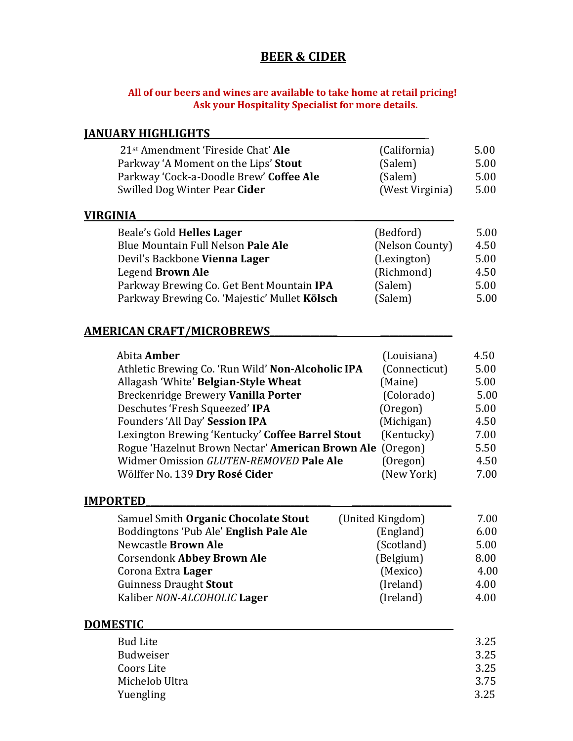# BEER & CIDER

**All of our beers and wines are available to take home at retail pricing!**
**Ask your Hospitality Specialist for more details.**

## JANUARY HIGHLIGHTS

| | | |
|---|---|---|
| 21st Amendment 'Fireside Chat' **Ale** | (California) | 5.00 |
| Parkway 'A Moment on the Lips' **Stout** | (Salem) | 5.00 |
| Parkway 'Cock-a-Doodle Brew' **Coffee Ale** | (Salem) | 5.00 |
| Swilled Dog Winter Pear **Cider** | (West Virginia) | 5.00 |

## VIRGINIA

| | | |
|---|---|---|
| Beale's Gold **Helles Lager** | (Bedford) | 5.00 |
| Blue Mountain Full Nelson **Pale Ale** | (Nelson County) | 4.50 |
| Devil's Backbone **Vienna Lager** | (Lexington) | 5.00 |
| Legend **Brown Ale** | (Richmond) | 4.50 |
| Parkway Brewing Co. Get Bent Mountain **IPA** | (Salem) | 5.00 |
| Parkway Brewing Co. 'Majestic' Mullet **Kölsch** | (Salem) | 5.00 |

## AMERICAN CRAFT/MICROBREWS

| | | |
|---|---|---|
| Abita **Amber** | (Louisiana) | 4.50 |
| Athletic Brewing Co. 'Run Wild' **Non-Alcoholic IPA** | (Connecticut) | 5.00 |
| Allagash 'White' **Belgian-Style Wheat** | (Maine) | 5.00 |
| Breckenridge Brewery **Vanilla Porter** | (Colorado) | 5.00 |
| Deschutes 'Fresh Squeezed' **IPA** | (Oregon) | 5.00 |
| Founders 'All Day' **Session IPA** | (Michigan) | 4.50 |
| Lexington Brewing 'Kentucky' **Coffee Barrel Stout** | (Kentucky) | 7.00 |
| Rogue 'Hazelnut Brown Nectar' **American Brown Ale** | (Oregon) | 5.50 |
| Widmer Omission *GLUTEN-REMOVED* **Pale Ale** | (Oregon) | 4.50 |
| Wölffer No. 139 **Dry Rosé Cider** | (New York) | 7.00 |

## IMPORTED

| | | |
|---|---|---|
| Samuel Smith **Organic Chocolate Stout** | (United Kingdom) | 7.00 |
| Boddingtons 'Pub Ale' **English Pale Ale** | (England) | 6.00 |
| Newcastle **Brown Ale** | (Scotland) | 5.00 |
| Corsendonk **Abbey Brown Ale** | (Belgium) | 8.00 |
| Corona Extra **Lager** | (Mexico) | 4.00 |
| Guinness Draught **Stout** | (Ireland) | 4.00 |
| Kaliber *NON-ALCOHOLIC* **Lager** | (Ireland) | 4.00 |

## DOMESTIC

| | |
|---|---|
| Bud Lite | 3.25 |
| Budweiser | 3.25 |
| Coors Lite | 3.25 |
| Michelob Ultra | 3.75 |
| Yuengling | 3.25 |